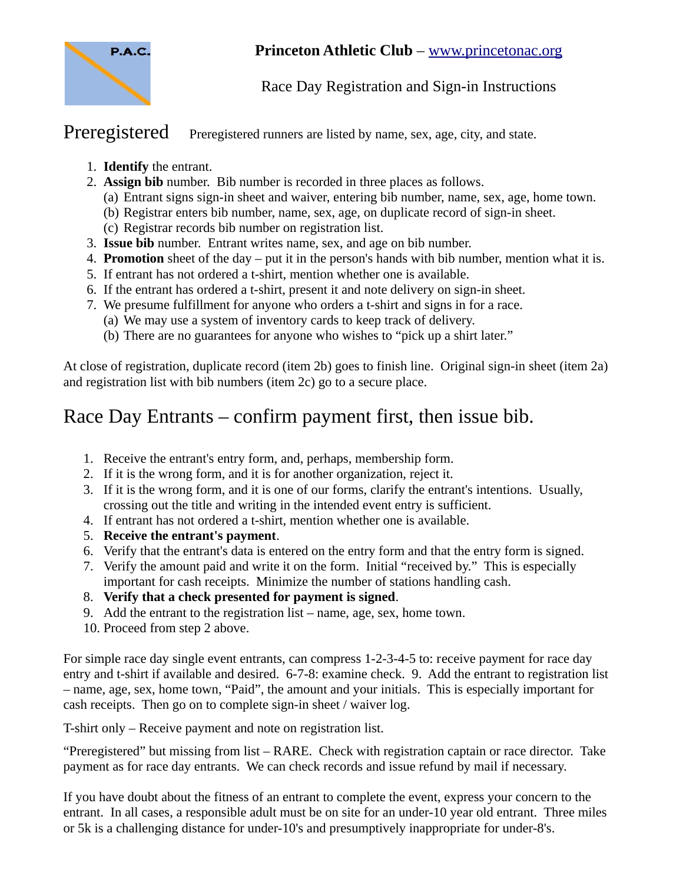**Princeton Athletic Club** – www.princetonac.org

Race Day Registration and Sign-in Instructions

## Preregistered

Preregistered runners are listed by name, sex, age, city, and state.

1. **Identify** the entrant.
2. **Assign bib** number. Bib number is recorded in three places as follows.
   (a) Entrant signs sign-in sheet and waiver, entering bib number, name, sex, age, home town.
   (b) Registrar enters bib number, name, sex, age, on duplicate record of sign-in sheet.
   (c) Registrar records bib number on registration list.
3. **Issue bib** number. Entrant writes name, sex, and age on bib number.
4. **Promotion** sheet of the day – put it in the person's hands with bib number, mention what it is.
5. If entrant has not ordered a t-shirt, mention whether one is available.
6. If the entrant has ordered a t-shirt, present it and note delivery on sign-in sheet.
7. We presume fulfillment for anyone who orders a t-shirt and signs in for a race.
   (a) We may use a system of inventory cards to keep track of delivery.
   (b) There are no guarantees for anyone who wishes to "pick up a shirt later."

At close of registration, duplicate record (item 2b) goes to finish line. Original sign-in sheet (item 2a) and registration list with bib numbers (item 2c) go to a secure place.

## Race Day Entrants – confirm payment first, then issue bib.

1. Receive the entrant's entry form, and, perhaps, membership form.
2. If it is the wrong form, and it is for another organization, reject it.
3. If it is the wrong form, and it is one of our forms, clarify the entrant's intentions. Usually, crossing out the title and writing in the intended event entry is sufficient.
4. If entrant has not ordered a t-shirt, mention whether one is available.
5. **Receive the entrant's payment**.
6. Verify that the entrant's data is entered on the entry form and that the entry form is signed.
7. Verify the amount paid and write it on the form. Initial "received by." This is especially important for cash receipts. Minimize the number of stations handling cash.
8. **Verify that a check presented for payment is signed**.
9. Add the entrant to the registration list – name, age, sex, home town.
10. Proceed from step 2 above.

For simple race day single event entrants, can compress 1-2-3-4-5 to: receive payment for race day entry and t-shirt if available and desired. 6-7-8: examine check. 9. Add the entrant to registration list – name, age, sex, home town, "Paid", the amount and your initials. This is especially important for cash receipts. Then go on to complete sign-in sheet / waiver log.

T-shirt only – Receive payment and note on registration list.

"Preregistered" but missing from list – RARE. Check with registration captain or race director. Take payment as for race day entrants. We can check records and issue refund by mail if necessary.

If you have doubt about the fitness of an entrant to complete the event, express your concern to the entrant. In all cases, a responsible adult must be on site for an under-10 year old entrant. Three miles or 5k is a challenging distance for under-10's and presumptively inappropriate for under-8's.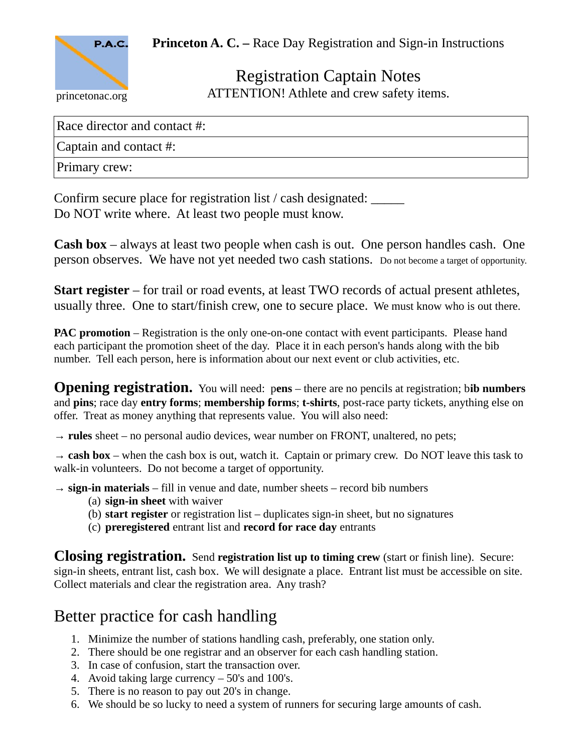**Princeton A. C. –** Race Day Registration and Sign-in Instructions

princetonac.org

# Registration Captain Notes

ATTENTION! Athlete and crew safety items.

| |
|---|
| Race director and contact #: |
| Captain and contact #: |
| Primary crew: |

Confirm secure place for registration list / cash designated: _____
Do NOT write where. At least two people must know.

**Cash box** – always at least two people when cash is out. One person handles cash. One person observes. We have not yet needed two cash stations. Do not become a target of opportunity.

**Start register** – for trail or road events, at least TWO records of actual present athletes, usually three. One to start/finish crew, one to secure place. We must know who is out there.

**PAC promotion** – Registration is the only one-on-one contact with event participants. Please hand each participant the promotion sheet of the day. Place it in each person's hands along with the bib number. Tell each person, here is information about our next event or club activities, etc.

**Opening registration.** You will need: p**ens** – there are no pencils at registration; b**ib numbers** and **pins**; race day **entry forms**; **membership forms**; **t-shirts**, post-race party tickets, anything else on offer. Treat as money anything that represents value. You will also need:

→ **rules** sheet – no personal audio devices, wear number on FRONT, unaltered, no pets;

→ **cash box** – when the cash box is out, watch it. Captain or primary crew. Do NOT leave this task to walk-in volunteers. Do not become a target of opportunity.

→ **sign-in materials** – fill in venue and date, number sheets – record bib numbers

- (a) **sign-in sheet** with waiver
- (b) **start register** or registration list – duplicates sign-in sheet, but no signatures
- (c) **preregistered** entrant list and **record for race day** entrants

**Closing registration.** Send **registration list up to timing crew** (start or finish line). Secure: sign-in sheets, entrant list, cash box. We will designate a place. Entrant list must be accessible on site. Collect materials and clear the registration area. Any trash?

## Better practice for cash handling

1. Minimize the number of stations handling cash, preferably, one station only.
2. There should be one registrar and an observer for each cash handling station.
3. In case of confusion, start the transaction over.
4. Avoid taking large currency – 50's and 100's.
5. There is no reason to pay out 20's in change.
6. We should be so lucky to need a system of runners for securing large amounts of cash.